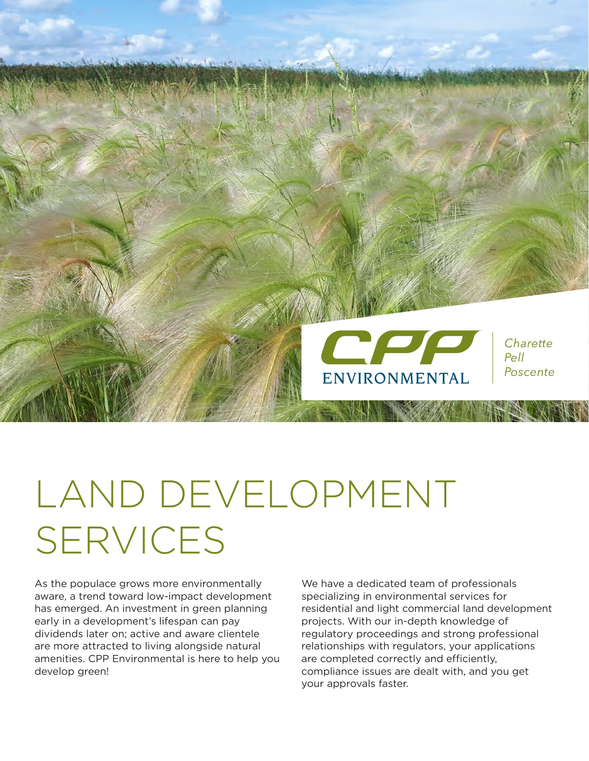CPP ENVIRONMENTAL

*Charette Pell Poscente*

# LAND DEVELOPMENT SERVICES

As the populace grows more environmentally aware, a trend toward low-impact development has emerged. An investment in green planning early in a development's lifespan can pay dividends later on; active and aware clientele are more attracted to living alongside natural amenities. CPP Environmental is here to help you develop green!

We have a dedicated team of professionals specializing in environmental services for residential and light commercial land development projects. With our in-depth knowledge of regulatory proceedings and strong professional relationships with regulators, your applications are completed correctly and efficiently, compliance issues are dealt with, and you get your approvals faster.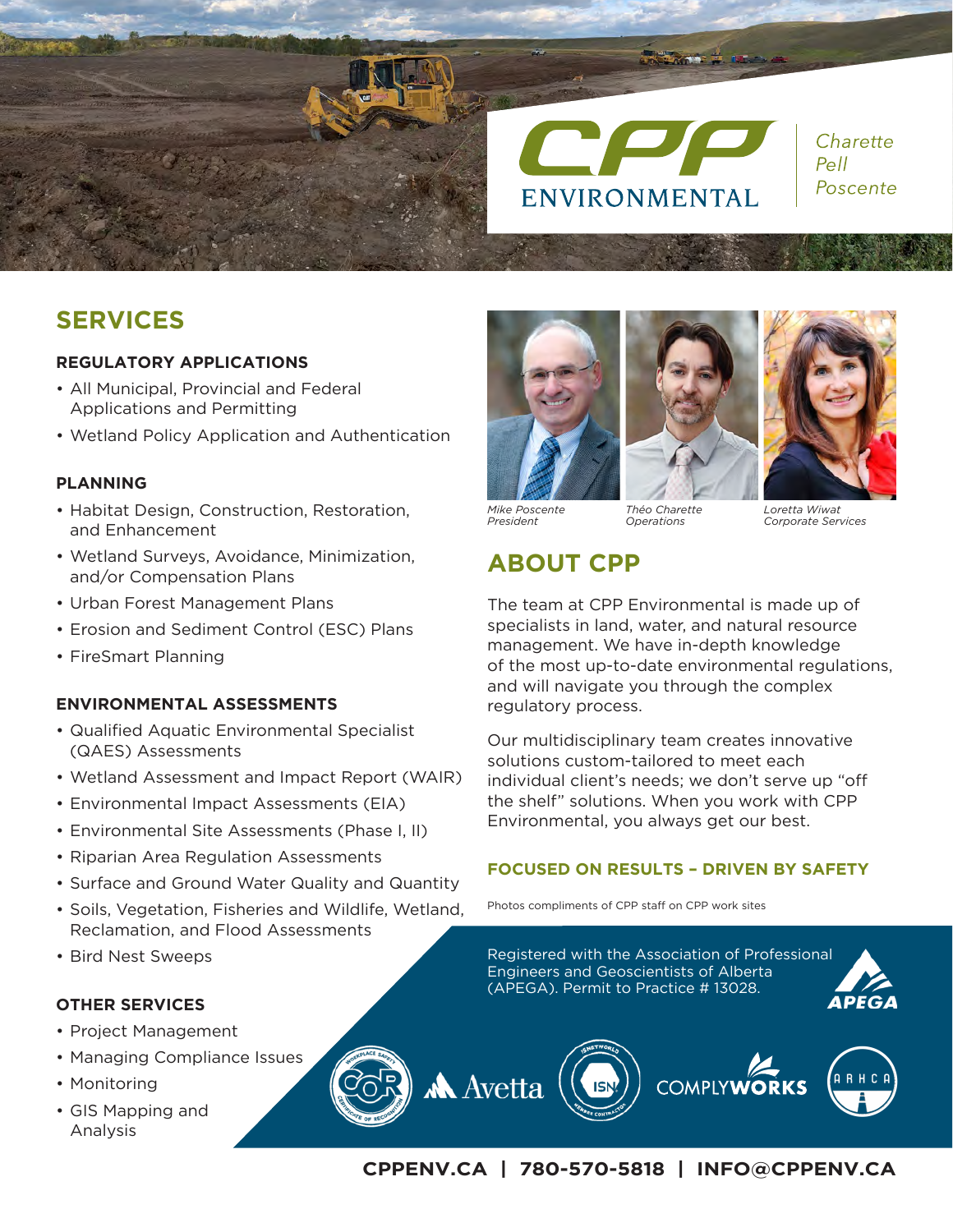CPP ENVIRONMENTAL

*Charette Pell Poscente*

## SERVICES

### REGULATORY APPLICATIONS

- All Municipal, Provincial and Federal Applications and Permitting
- Wetland Policy Application and Authentication

### PLANNING

- Habitat Design, Construction, Restoration, and Enhancement
- Wetland Surveys, Avoidance, Minimization, and/or Compensation Plans
- Urban Forest Management Plans
- Erosion and Sediment Control (ESC) Plans
- FireSmart Planning

### ENVIRONMENTAL ASSESSMENTS

- Qualified Aquatic Environmental Specialist (QAES) Assessments
- Wetland Assessment and Impact Report (WAIR)
- Environmental Impact Assessments (EIA)
- Environmental Site Assessments (Phase I, II)
- Riparian Area Regulation Assessments
- Surface and Ground Water Quality and Quantity
- Soils, Vegetation, Fisheries and Wildlife, Wetland, Reclamation, and Flood Assessments
- Bird Nest Sweeps

### OTHER SERVICES

- Project Management
- Managing Compliance Issues
- Monitoring
- GIS Mapping and Analysis

*Mike Poscente*
*President*

*Théo Charette*
*Operations*

*Loretta Wiwat*
*Corporate Services*

## ABOUT CPP

The team at CPP Environmental is made up of specialists in land, water, and natural resource management. We have in-depth knowledge of the most up-to-date environmental regulations, and will navigate you through the complex regulatory process.

Our multidisciplinary team creates innovative solutions custom-tailored to meet each individual client's needs; we don't serve up "off the shelf" solutions. When you work with CPP Environmental, you always get our best.

### FOCUSED ON RESULTS – DRIVEN BY SAFETY

Photos compliments of CPP staff on CPP work sites

Registered with the Association of Professional Engineers and Geoscientists of Alberta (APEGA). Permit to Practice # 13028.

APEGA

COR · Avetta · ISNetworld · COMPLYWORKS · AAHCA

**CPPENV.CA | 780-570-5818 | INFO@CPPENV.CA**